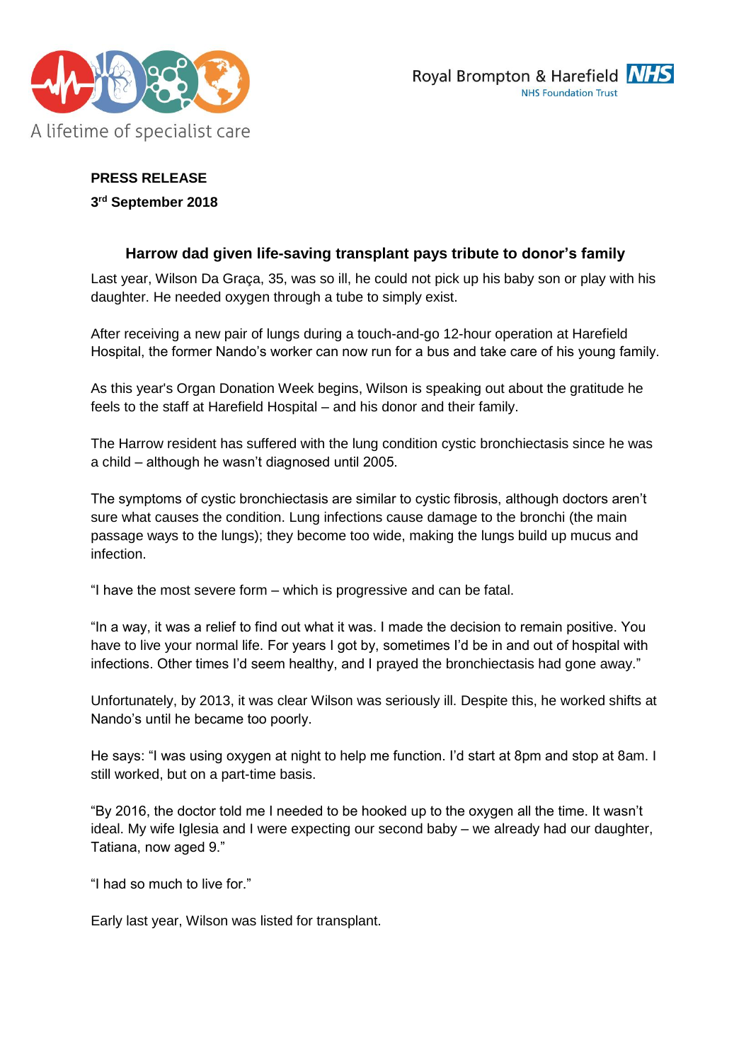A lifetime of specialist care

Royal Brompton & Harefield NHS
NHS Foundation Trust

**PRESS RELEASE**

**3rd September 2018**

## Harrow dad given life-saving transplant pays tribute to donor's family

Last year, Wilson Da Graça, 35, was so ill, he could not pick up his baby son or play with his daughter. He needed oxygen through a tube to simply exist.

After receiving a new pair of lungs during a touch-and-go 12-hour operation at Harefield Hospital, the former Nando's worker can now run for a bus and take care of his young family.

As this year's Organ Donation Week begins, Wilson is speaking out about the gratitude he feels to the staff at Harefield Hospital – and his donor and their family.

The Harrow resident has suffered with the lung condition cystic bronchiectasis since he was a child – although he wasn't diagnosed until 2005.

The symptoms of cystic bronchiectasis are similar to cystic fibrosis, although doctors aren't sure what causes the condition. Lung infections cause damage to the bronchi (the main passage ways to the lungs); they become too wide, making the lungs build up mucus and infection.

"I have the most severe form – which is progressive and can be fatal.

"In a way, it was a relief to find out what it was. I made the decision to remain positive. You have to live your normal life. For years I got by, sometimes I'd be in and out of hospital with infections. Other times I'd seem healthy, and I prayed the bronchiectasis had gone away."

Unfortunately, by 2013, it was clear Wilson was seriously ill. Despite this, he worked shifts at Nando's until he became too poorly.

He says: "I was using oxygen at night to help me function. I'd start at 8pm and stop at 8am. I still worked, but on a part-time basis.

"By 2016, the doctor told me I needed to be hooked up to the oxygen all the time. It wasn't ideal. My wife Iglesia and I were expecting our second baby – we already had our daughter, Tatiana, now aged 9."

"I had so much to live for."

Early last year, Wilson was listed for transplant.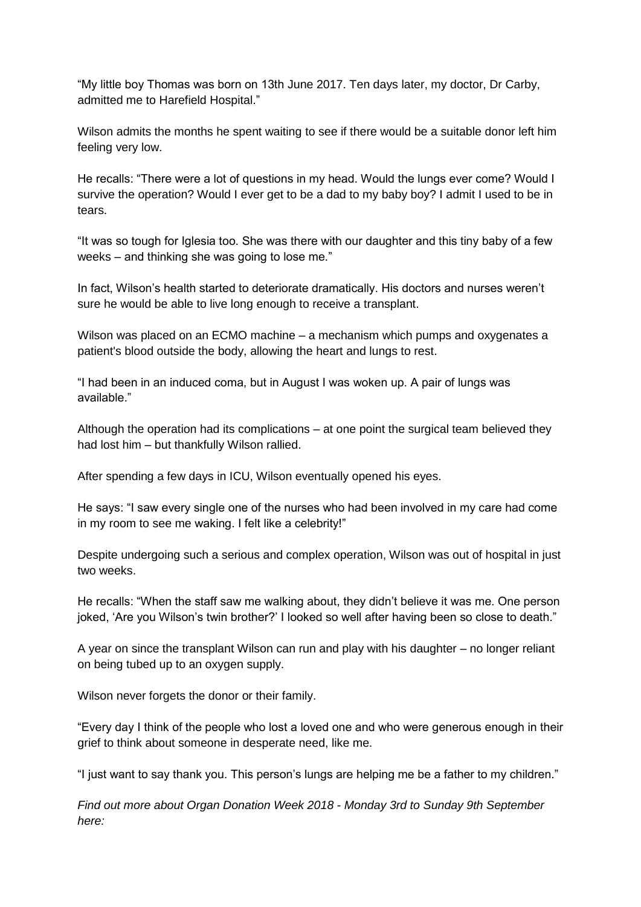“My little boy Thomas was born on 13th June 2017. Ten days later, my doctor, Dr Carby, admitted me to Harefield Hospital.”

Wilson admits the months he spent waiting to see if there would be a suitable donor left him feeling very low.

He recalls: “There were a lot of questions in my head. Would the lungs ever come? Would I survive the operation? Would I ever get to be a dad to my baby boy? I admit I used to be in tears.

“It was so tough for Iglesia too. She was there with our daughter and this tiny baby of a few weeks – and thinking she was going to lose me.”

In fact, Wilson’s health started to deteriorate dramatically. His doctors and nurses weren’t sure he would be able to live long enough to receive a transplant.

Wilson was placed on an ECMO machine – a mechanism which pumps and oxygenates a patient's blood outside the body, allowing the heart and lungs to rest.

“I had been in an induced coma, but in August I was woken up. A pair of lungs was available.”

Although the operation had its complications – at one point the surgical team believed they had lost him – but thankfully Wilson rallied.

After spending a few days in ICU, Wilson eventually opened his eyes.

He says: “I saw every single one of the nurses who had been involved in my care had come in my room to see me waking. I felt like a celebrity!”

Despite undergoing such a serious and complex operation, Wilson was out of hospital in just two weeks.

He recalls: “When the staff saw me walking about, they didn’t believe it was me. One person joked, ‘Are you Wilson’s twin brother?’ I looked so well after having been so close to death.”

A year on since the transplant Wilson can run and play with his daughter – no longer reliant on being tubed up to an oxygen supply.

Wilson never forgets the donor or their family.

“Every day I think of the people who lost a loved one and who were generous enough in their grief to think about someone in desperate need, like me.

“I just want to say thank you. This person’s lungs are helping me be a father to my children.”

*Find out more about Organ Donation Week 2018 - Monday 3rd to Sunday 9th September here:*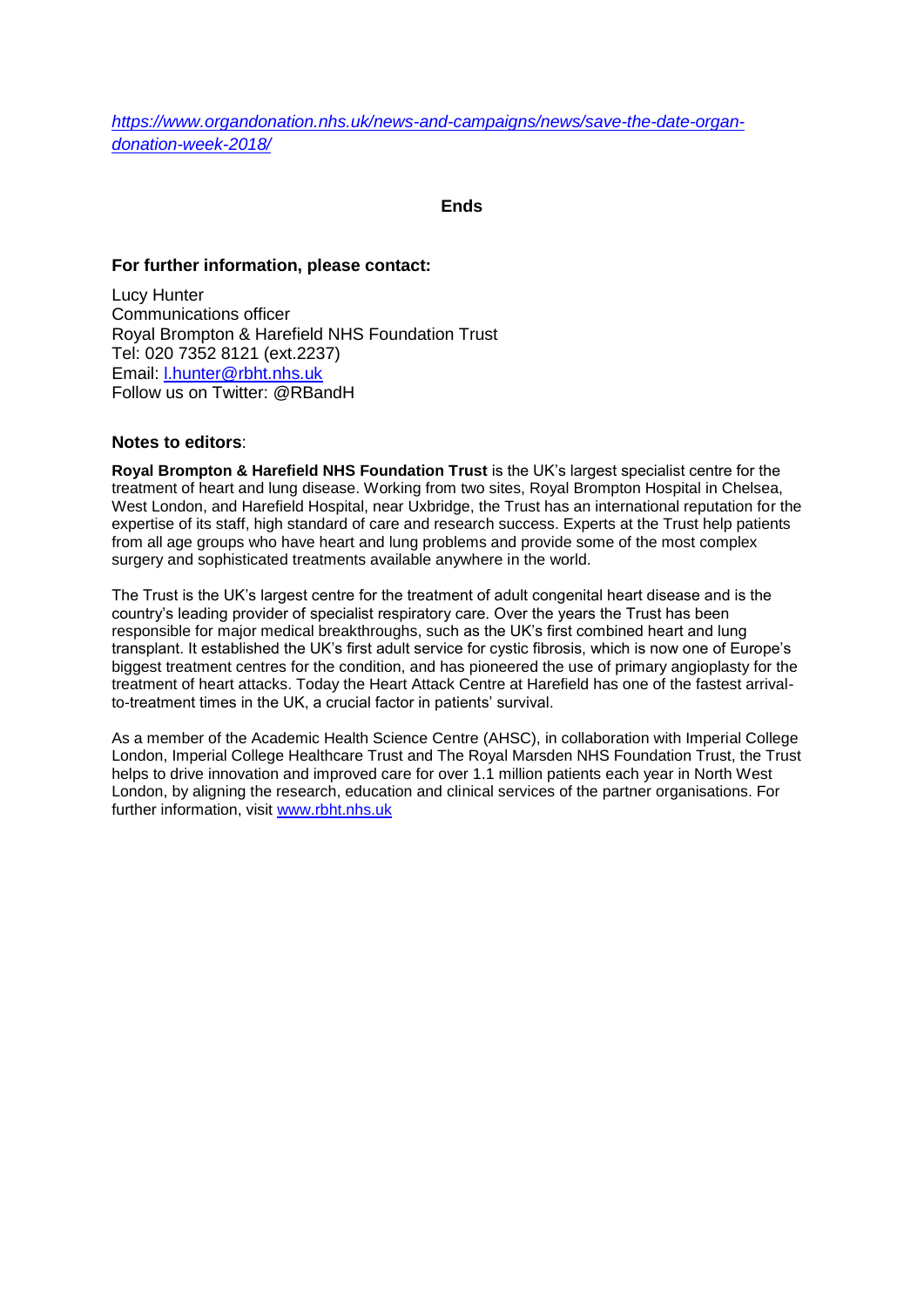*https://www.organdonation.nhs.uk/news-and-campaigns/news/save-the-date-organ-donation-week-2018/*

**Ends**

**For further information, please contact:**

Lucy Hunter
Communications officer
Royal Brompton & Harefield NHS Foundation Trust
Tel: 020 7352 8121 (ext.2237)
Email: l.hunter@rbht.nhs.uk
Follow us on Twitter: @RBandH

**Notes to editors**:

**Royal Brompton & Harefield NHS Foundation Trust** is the UK's largest specialist centre for the treatment of heart and lung disease. Working from two sites, Royal Brompton Hospital in Chelsea, West London, and Harefield Hospital, near Uxbridge, the Trust has an international reputation for the expertise of its staff, high standard of care and research success. Experts at the Trust help patients from all age groups who have heart and lung problems and provide some of the most complex surgery and sophisticated treatments available anywhere in the world.

The Trust is the UK's largest centre for the treatment of adult congenital heart disease and is the country's leading provider of specialist respiratory care. Over the years the Trust has been responsible for major medical breakthroughs, such as the UK's first combined heart and lung transplant. It established the UK's first adult service for cystic fibrosis, which is now one of Europe's biggest treatment centres for the condition, and has pioneered the use of primary angioplasty for the treatment of heart attacks. Today the Heart Attack Centre at Harefield has one of the fastest arrival-to-treatment times in the UK, a crucial factor in patients' survival.

As a member of the Academic Health Science Centre (AHSC), in collaboration with Imperial College London, Imperial College Healthcare Trust and The Royal Marsden NHS Foundation Trust, the Trust helps to drive innovation and improved care for over 1.1 million patients each year in North West London, by aligning the research, education and clinical services of the partner organisations. For further information, visit www.rbht.nhs.uk